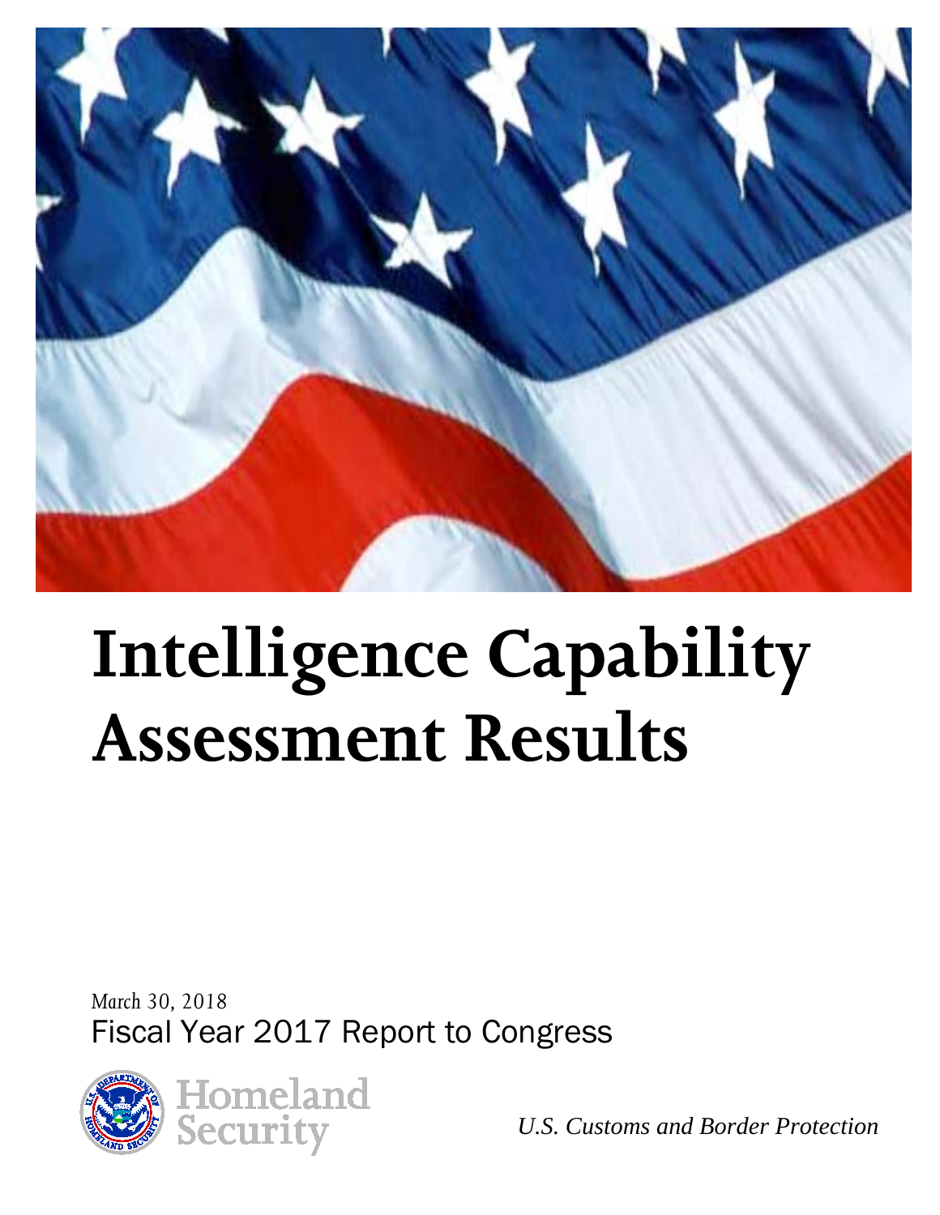# Intelligence Capability Assessment Results

*March 30, 2018*

Fiscal Year 2017 Report to Congress

Homeland Security

*U.S. Customs and Border Protection*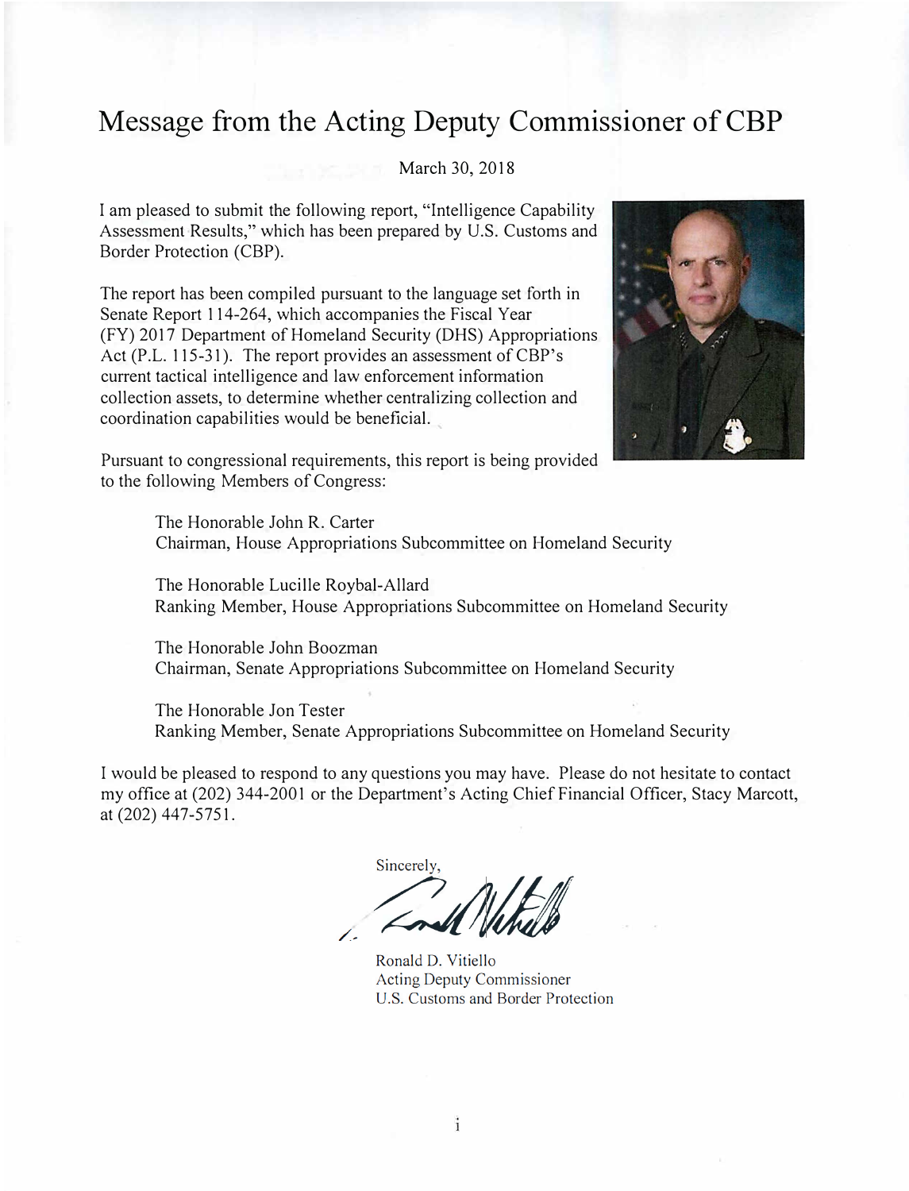# Message from the Acting Deputy Commissioner of CBP

March 30, 2018

I am pleased to submit the following report, "Intelligence Capability Assessment Results," which has been prepared by U.S. Customs and Border Protection (CBP).

The report has been compiled pursuant to the language set forth in Senate Report 114-264, which accompanies the Fiscal Year (FY) 2017 Department of Homeland Security (DHS) Appropriations Act (P.L. 115-31). The report provides an assessment of CBP's current tactical intelligence and law enforcement information collection assets, to determine whether centralizing collection and coordination capabilities would be beneficial.

Pursuant to congressional requirements, this report is being provided to the following Members of Congress:

> The Honorable John R. Carter
> Chairman, House Appropriations Subcommittee on Homeland Security
>
> The Honorable Lucille Roybal-Allard
> Ranking Member, House Appropriations Subcommittee on Homeland Security
>
> The Honorable John Boozman
> Chairman, Senate Appropriations Subcommittee on Homeland Security
>
> The Honorable Jon Tester
> Ranking Member, Senate Appropriations Subcommittee on Homeland Security

I would be pleased to respond to any questions you may have. Please do not hesitate to contact my office at (202) 344-2001 or the Department's Acting Chief Financial Officer, Stacy Marcott, at (202) 447-5751.

Sincerely,

Ronald D. Vitiello
Acting Deputy Commissioner
U.S. Customs and Border Protection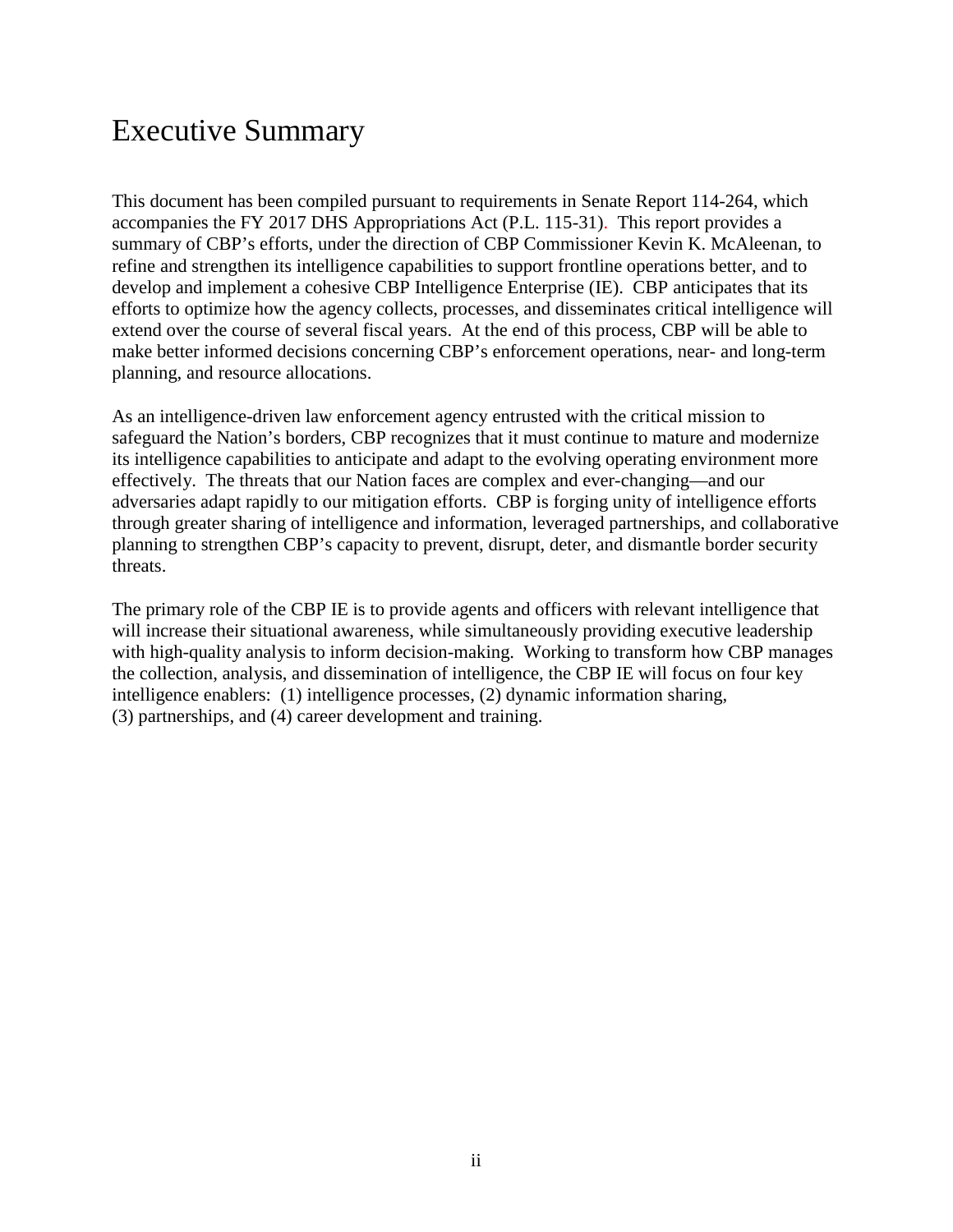# Executive Summary

This document has been compiled pursuant to requirements in Senate Report 114-264, which accompanies the FY 2017 DHS Appropriations Act (P.L. 115-31). This report provides a summary of CBP's efforts, under the direction of CBP Commissioner Kevin K. McAleenan, to refine and strengthen its intelligence capabilities to support frontline operations better, and to develop and implement a cohesive CBP Intelligence Enterprise (IE). CBP anticipates that its efforts to optimize how the agency collects, processes, and disseminates critical intelligence will extend over the course of several fiscal years. At the end of this process, CBP will be able to make better informed decisions concerning CBP's enforcement operations, near- and long-term planning, and resource allocations.

As an intelligence-driven law enforcement agency entrusted with the critical mission to safeguard the Nation's borders, CBP recognizes that it must continue to mature and modernize its intelligence capabilities to anticipate and adapt to the evolving operating environment more effectively. The threats that our Nation faces are complex and ever-changing—and our adversaries adapt rapidly to our mitigation efforts. CBP is forging unity of intelligence efforts through greater sharing of intelligence and information, leveraged partnerships, and collaborative planning to strengthen CBP's capacity to prevent, disrupt, deter, and dismantle border security threats.

The primary role of the CBP IE is to provide agents and officers with relevant intelligence that will increase their situational awareness, while simultaneously providing executive leadership with high-quality analysis to inform decision-making. Working to transform how CBP manages the collection, analysis, and dissemination of intelligence, the CBP IE will focus on four key intelligence enablers: (1) intelligence processes, (2) dynamic information sharing, (3) partnerships, and (4) career development and training.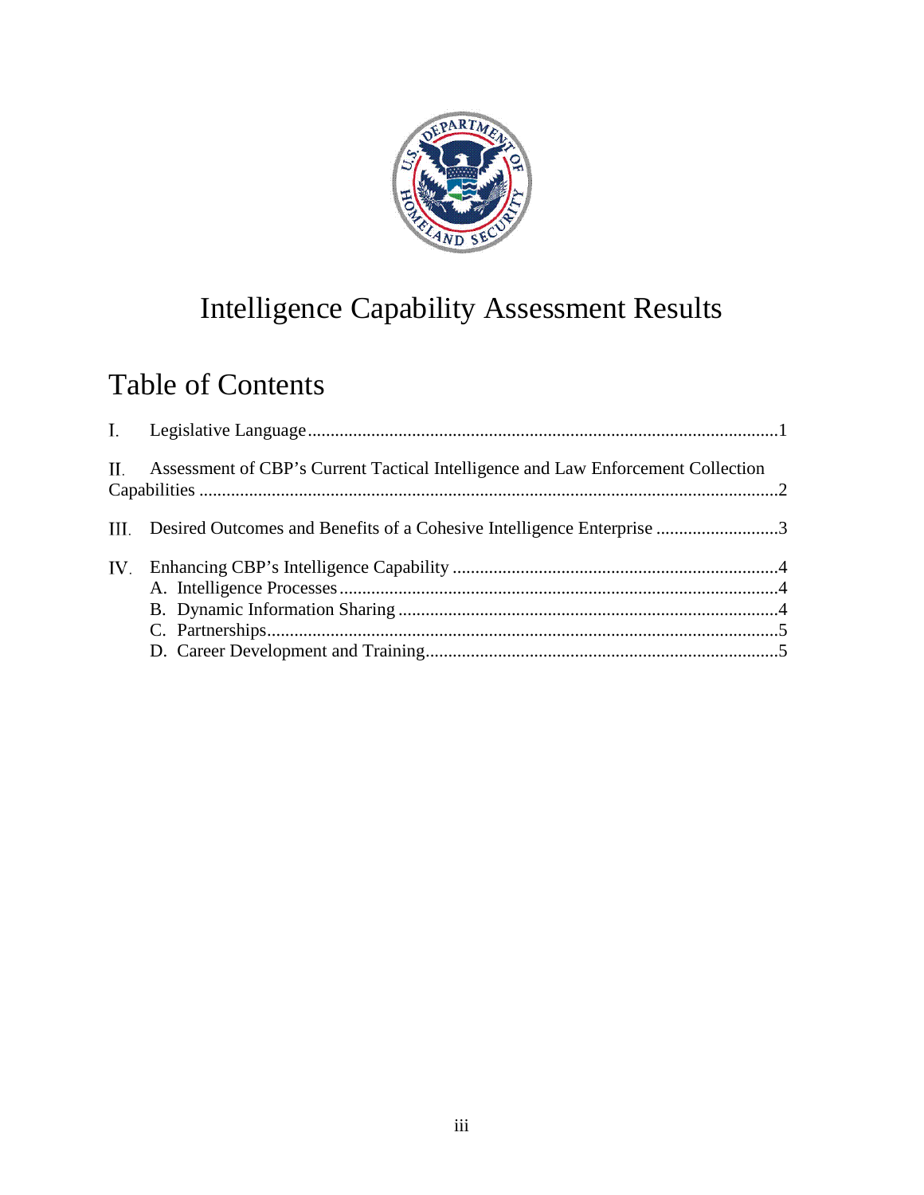# Intelligence Capability Assessment Results

## Table of Contents

I. Legislative Language ........................................................................................................1

II. Assessment of CBP's Current Tactical Intelligence and Law Enforcement Collection Capabilities ..............................................................................................................................2

III. Desired Outcomes and Benefits of a Cohesive Intelligence Enterprise ...........................3

IV. Enhancing CBP's Intelligence Capability .......................................................................4
- A. Intelligence Processes ................................................................................................4
- B. Dynamic Information Sharing ....................................................................................4
- C. Partnerships.................................................................................................................5
- D. Career Development and Training..............................................................................5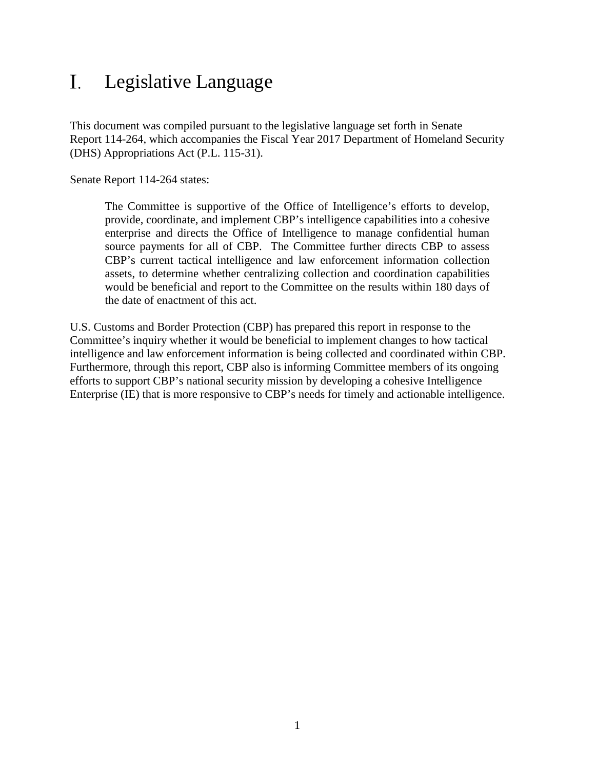# I. Legislative Language

This document was compiled pursuant to the legislative language set forth in Senate Report 114-264, which accompanies the Fiscal Year 2017 Department of Homeland Security (DHS) Appropriations Act (P.L. 115-31).

Senate Report 114-264 states:

> The Committee is supportive of the Office of Intelligence's efforts to develop, provide, coordinate, and implement CBP's intelligence capabilities into a cohesive enterprise and directs the Office of Intelligence to manage confidential human source payments for all of CBP. The Committee further directs CBP to assess CBP's current tactical intelligence and law enforcement information collection assets, to determine whether centralizing collection and coordination capabilities would be beneficial and report to the Committee on the results within 180 days of the date of enactment of this act.

U.S. Customs and Border Protection (CBP) has prepared this report in response to the Committee's inquiry whether it would be beneficial to implement changes to how tactical intelligence and law enforcement information is being collected and coordinated within CBP. Furthermore, through this report, CBP also is informing Committee members of its ongoing efforts to support CBP's national security mission by developing a cohesive Intelligence Enterprise (IE) that is more responsive to CBP's needs for timely and actionable intelligence.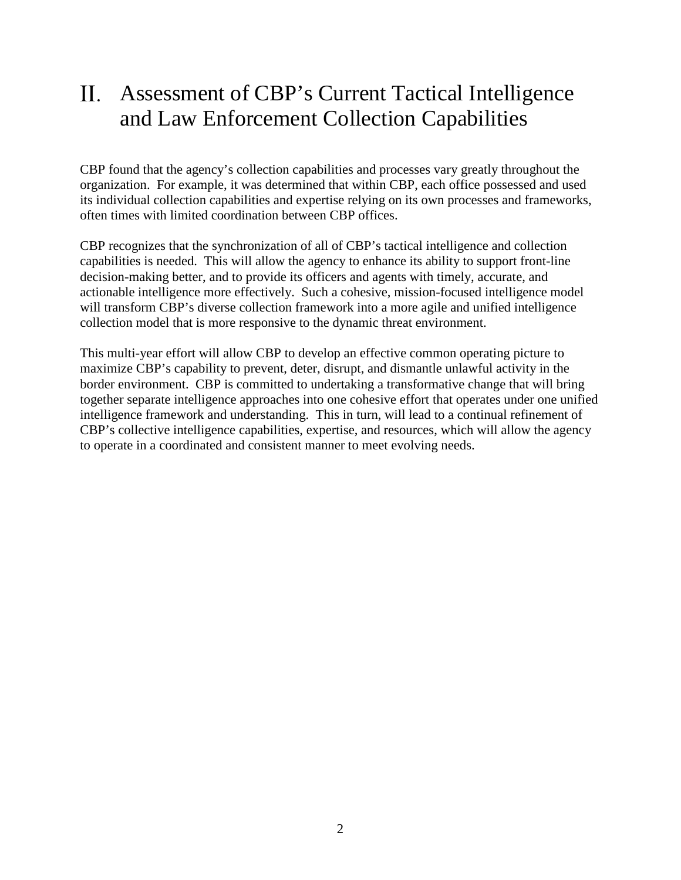# II. Assessment of CBP's Current Tactical Intelligence and Law Enforcement Collection Capabilities

CBP found that the agency's collection capabilities and processes vary greatly throughout the organization. For example, it was determined that within CBP, each office possessed and used its individual collection capabilities and expertise relying on its own processes and frameworks, often times with limited coordination between CBP offices.

CBP recognizes that the synchronization of all of CBP's tactical intelligence and collection capabilities is needed. This will allow the agency to enhance its ability to support front-line decision-making better, and to provide its officers and agents with timely, accurate, and actionable intelligence more effectively. Such a cohesive, mission-focused intelligence model will transform CBP's diverse collection framework into a more agile and unified intelligence collection model that is more responsive to the dynamic threat environment.

This multi-year effort will allow CBP to develop an effective common operating picture to maximize CBP's capability to prevent, deter, disrupt, and dismantle unlawful activity in the border environment. CBP is committed to undertaking a transformative change that will bring together separate intelligence approaches into one cohesive effort that operates under one unified intelligence framework and understanding. This in turn, will lead to a continual refinement of CBP's collective intelligence capabilities, expertise, and resources, which will allow the agency to operate in a coordinated and consistent manner to meet evolving needs.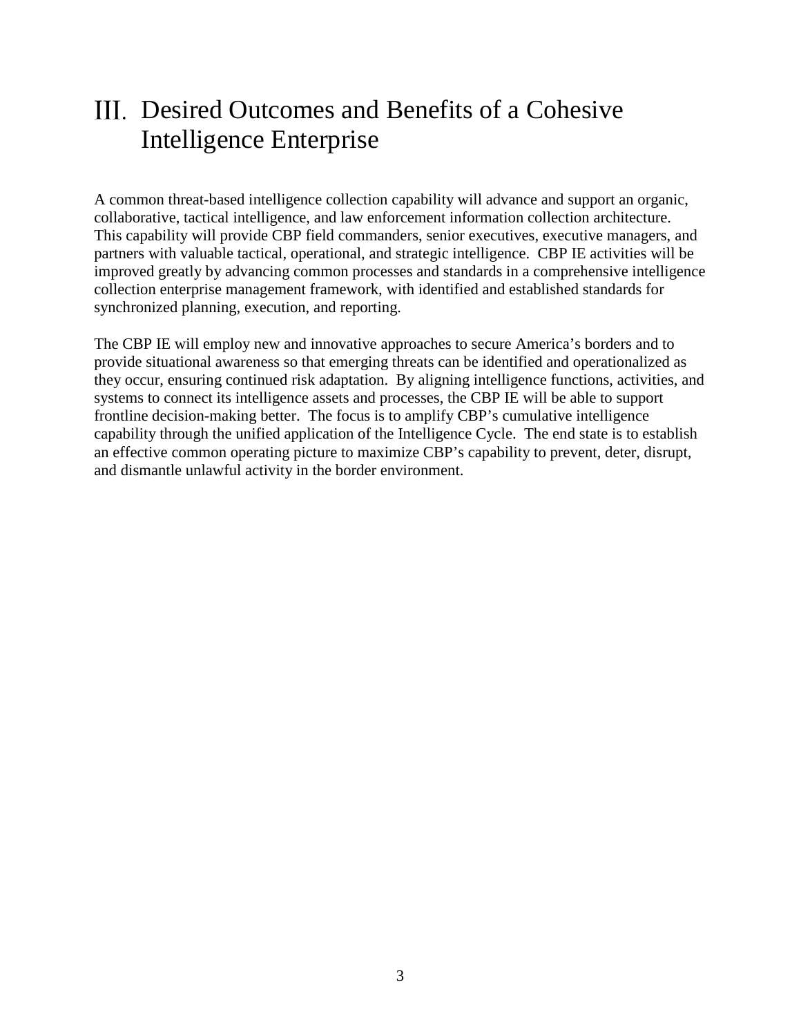# III. Desired Outcomes and Benefits of a Cohesive Intelligence Enterprise

A common threat-based intelligence collection capability will advance and support an organic, collaborative, tactical intelligence, and law enforcement information collection architecture. This capability will provide CBP field commanders, senior executives, executive managers, and partners with valuable tactical, operational, and strategic intelligence. CBP IE activities will be improved greatly by advancing common processes and standards in a comprehensive intelligence collection enterprise management framework, with identified and established standards for synchronized planning, execution, and reporting.

The CBP IE will employ new and innovative approaches to secure America's borders and to provide situational awareness so that emerging threats can be identified and operationalized as they occur, ensuring continued risk adaptation. By aligning intelligence functions, activities, and systems to connect its intelligence assets and processes, the CBP IE will be able to support frontline decision-making better. The focus is to amplify CBP's cumulative intelligence capability through the unified application of the Intelligence Cycle. The end state is to establish an effective common operating picture to maximize CBP's capability to prevent, deter, disrupt, and dismantle unlawful activity in the border environment.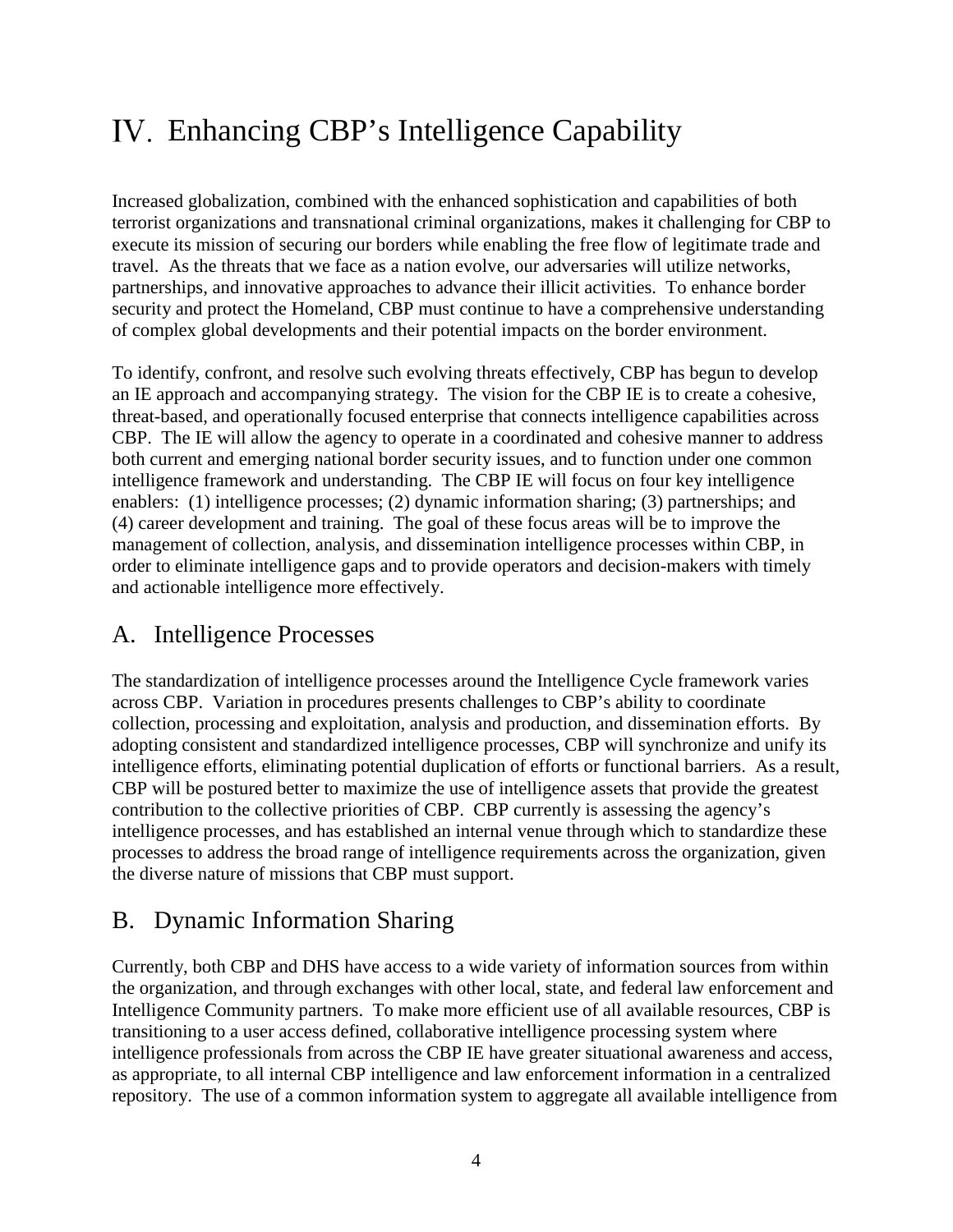# IV. Enhancing CBP's Intelligence Capability

Increased globalization, combined with the enhanced sophistication and capabilities of both terrorist organizations and transnational criminal organizations, makes it challenging for CBP to execute its mission of securing our borders while enabling the free flow of legitimate trade and travel. As the threats that we face as a nation evolve, our adversaries will utilize networks, partnerships, and innovative approaches to advance their illicit activities. To enhance border security and protect the Homeland, CBP must continue to have a comprehensive understanding of complex global developments and their potential impacts on the border environment.

To identify, confront, and resolve such evolving threats effectively, CBP has begun to develop an IE approach and accompanying strategy. The vision for the CBP IE is to create a cohesive, threat-based, and operationally focused enterprise that connects intelligence capabilities across CBP. The IE will allow the agency to operate in a coordinated and cohesive manner to address both current and emerging national border security issues, and to function under one common intelligence framework and understanding. The CBP IE will focus on four key intelligence enablers: (1) intelligence processes; (2) dynamic information sharing; (3) partnerships; and (4) career development and training. The goal of these focus areas will be to improve the management of collection, analysis, and dissemination intelligence processes within CBP, in order to eliminate intelligence gaps and to provide operators and decision-makers with timely and actionable intelligence more effectively.

## A. Intelligence Processes

The standardization of intelligence processes around the Intelligence Cycle framework varies across CBP. Variation in procedures presents challenges to CBP's ability to coordinate collection, processing and exploitation, analysis and production, and dissemination efforts. By adopting consistent and standardized intelligence processes, CBP will synchronize and unify its intelligence efforts, eliminating potential duplication of efforts or functional barriers. As a result, CBP will be postured better to maximize the use of intelligence assets that provide the greatest contribution to the collective priorities of CBP. CBP currently is assessing the agency's intelligence processes, and has established an internal venue through which to standardize these processes to address the broad range of intelligence requirements across the organization, given the diverse nature of missions that CBP must support.

## B. Dynamic Information Sharing

Currently, both CBP and DHS have access to a wide variety of information sources from within the organization, and through exchanges with other local, state, and federal law enforcement and Intelligence Community partners. To make more efficient use of all available resources, CBP is transitioning to a user access defined, collaborative intelligence processing system where intelligence professionals from across the CBP IE have greater situational awareness and access, as appropriate, to all internal CBP intelligence and law enforcement information in a centralized repository. The use of a common information system to aggregate all available intelligence from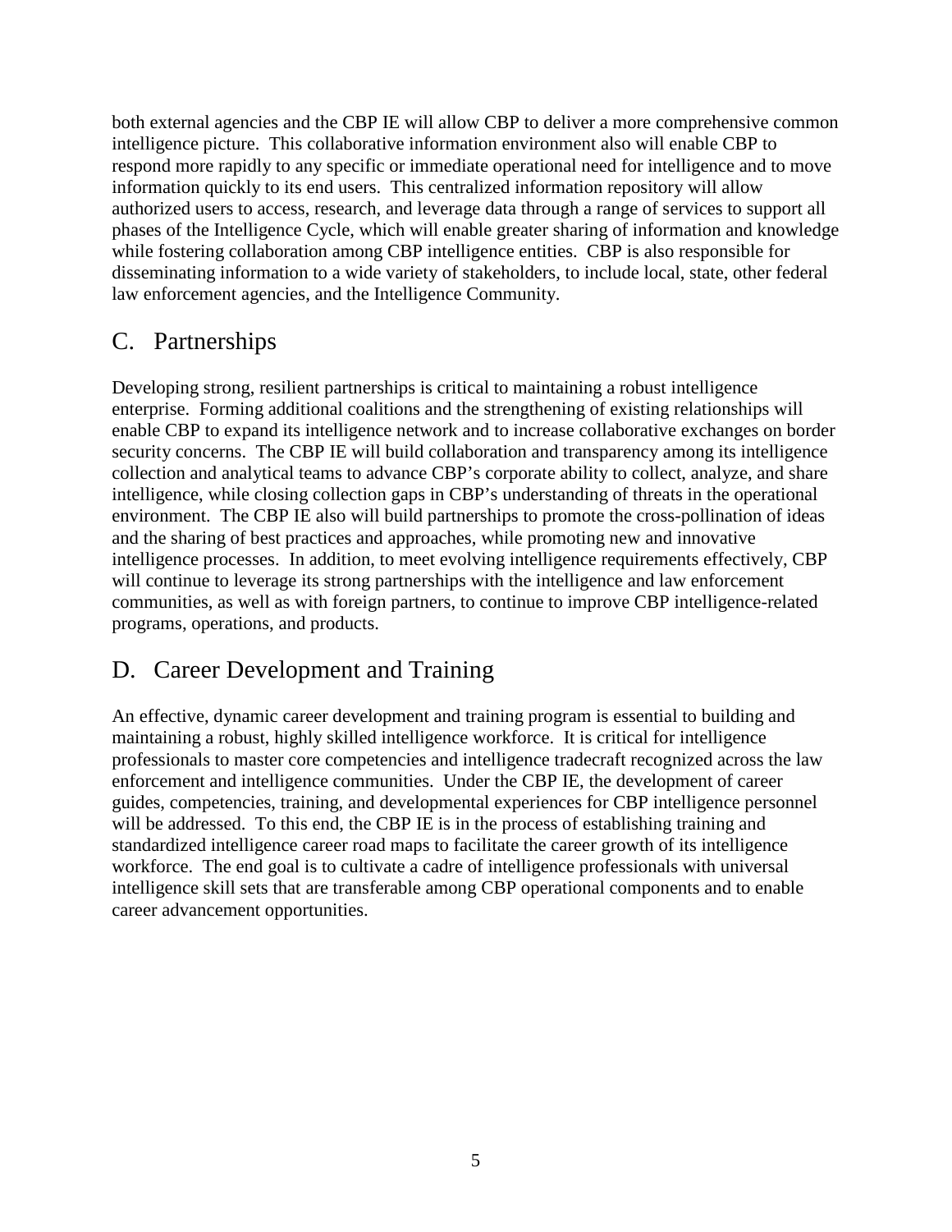both external agencies and the CBP IE will allow CBP to deliver a more comprehensive common intelligence picture. This collaborative information environment also will enable CBP to respond more rapidly to any specific or immediate operational need for intelligence and to move information quickly to its end users. This centralized information repository will allow authorized users to access, research, and leverage data through a range of services to support all phases of the Intelligence Cycle, which will enable greater sharing of information and knowledge while fostering collaboration among CBP intelligence entities. CBP is also responsible for disseminating information to a wide variety of stakeholders, to include local, state, other federal law enforcement agencies, and the Intelligence Community.

## C. Partnerships

Developing strong, resilient partnerships is critical to maintaining a robust intelligence enterprise. Forming additional coalitions and the strengthening of existing relationships will enable CBP to expand its intelligence network and to increase collaborative exchanges on border security concerns. The CBP IE will build collaboration and transparency among its intelligence collection and analytical teams to advance CBP's corporate ability to collect, analyze, and share intelligence, while closing collection gaps in CBP's understanding of threats in the operational environment. The CBP IE also will build partnerships to promote the cross-pollination of ideas and the sharing of best practices and approaches, while promoting new and innovative intelligence processes. In addition, to meet evolving intelligence requirements effectively, CBP will continue to leverage its strong partnerships with the intelligence and law enforcement communities, as well as with foreign partners, to continue to improve CBP intelligence-related programs, operations, and products.

## D. Career Development and Training

An effective, dynamic career development and training program is essential to building and maintaining a robust, highly skilled intelligence workforce. It is critical for intelligence professionals to master core competencies and intelligence tradecraft recognized across the law enforcement and intelligence communities. Under the CBP IE, the development of career guides, competencies, training, and developmental experiences for CBP intelligence personnel will be addressed. To this end, the CBP IE is in the process of establishing training and standardized intelligence career road maps to facilitate the career growth of its intelligence workforce. The end goal is to cultivate a cadre of intelligence professionals with universal intelligence skill sets that are transferable among CBP operational components and to enable career advancement opportunities.